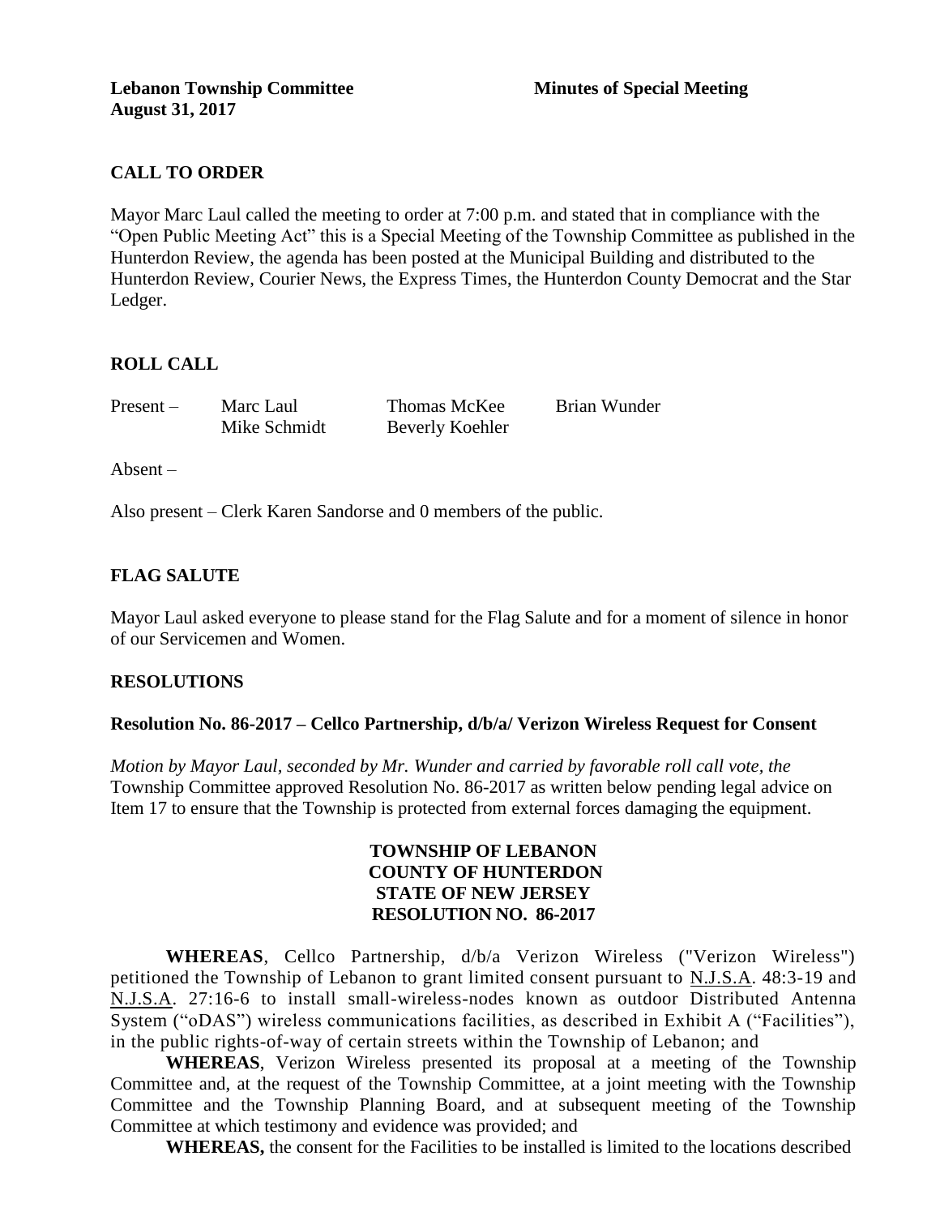**Lebanon Township Committee** **Minutes of Special Meeting**
**August 31, 2017**

## CALL TO ORDER

Mayor Marc Laul called the meeting to order at 7:00 p.m. and stated that in compliance with the "Open Public Meeting Act" this is a Special Meeting of the Township Committee as published in the Hunterdon Review, the agenda has been posted at the Municipal Building and distributed to the Hunterdon Review, Courier News, the Express Times, the Hunterdon County Democrat and the Star Ledger.

## ROLL CALL

Present – Marc Laul, Thomas McKee, Brian Wunder, Mike Schmidt, Beverly Koehler

Absent –

Also present – Clerk Karen Sandorse and 0 members of the public.

## FLAG SALUTE

Mayor Laul asked everyone to please stand for the Flag Salute and for a moment of silence in honor of our Servicemen and Women.

## RESOLUTIONS

### Resolution No. 86-2017 – Cellco Partnership, d/b/a/ Verizon Wireless Request for Consent

*Motion by Mayor Laul, seconded by Mr. Wunder and carried by favorable roll call vote, the* Township Committee approved Resolution No. 86-2017 as written below pending legal advice on Item 17 to ensure that the Township is protected from external forces damaging the equipment.

**TOWNSHIP OF LEBANON**
**COUNTY OF HUNTERDON**
**STATE OF NEW JERSEY**
**RESOLUTION NO. 86-2017**

**WHEREAS**, Cellco Partnership, d/b/a Verizon Wireless ("Verizon Wireless") petitioned the Township of Lebanon to grant limited consent pursuant to N.J.S.A. 48:3-19 and N.J.S.A. 27:16-6 to install small-wireless-nodes known as outdoor Distributed Antenna System ("oDAS") wireless communications facilities, as described in Exhibit A ("Facilities"), in the public rights-of-way of certain streets within the Township of Lebanon; and

**WHEREAS**, Verizon Wireless presented its proposal at a meeting of the Township Committee and, at the request of the Township Committee, at a joint meeting with the Township Committee and the Township Planning Board, and at subsequent meeting of the Township Committee at which testimony and evidence was provided; and

**WHEREAS,** the consent for the Facilities to be installed is limited to the locations described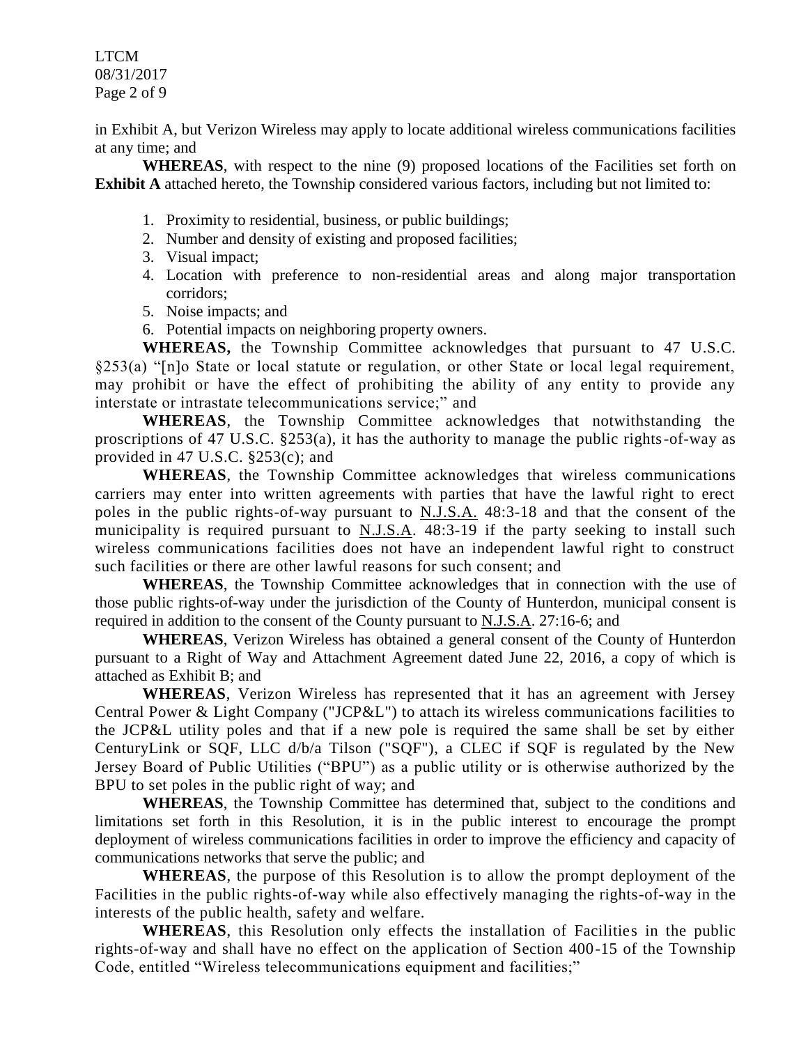in Exhibit A, but Verizon Wireless may apply to locate additional wireless communications facilities at any time; and

**WHEREAS**, with respect to the nine (9) proposed locations of the Facilities set forth on **Exhibit A** attached hereto, the Township considered various factors, including but not limited to:

1. Proximity to residential, business, or public buildings;
2. Number and density of existing and proposed facilities;
3. Visual impact;
4. Location with preference to non-residential areas and along major transportation corridors;
5. Noise impacts; and
6. Potential impacts on neighboring property owners.

**WHEREAS,** the Township Committee acknowledges that pursuant to 47 U.S.C. §253(a) "[n]o State or local statute or regulation, or other State or local legal requirement, may prohibit or have the effect of prohibiting the ability of any entity to provide any interstate or intrastate telecommunications service;" and

**WHEREAS**, the Township Committee acknowledges that notwithstanding the proscriptions of 47 U.S.C. §253(a), it has the authority to manage the public rights-of-way as provided in 47 U.S.C. §253(c); and

**WHEREAS**, the Township Committee acknowledges that wireless communications carriers may enter into written agreements with parties that have the lawful right to erect poles in the public rights-of-way pursuant to N.J.S.A. 48:3-18 and that the consent of the municipality is required pursuant to N.J.S.A. 48:3-19 if the party seeking to install such wireless communications facilities does not have an independent lawful right to construct such facilities or there are other lawful reasons for such consent; and

**WHEREAS**, the Township Committee acknowledges that in connection with the use of those public rights-of-way under the jurisdiction of the County of Hunterdon, municipal consent is required in addition to the consent of the County pursuant to N.J.S.A. 27:16-6; and

**WHEREAS**, Verizon Wireless has obtained a general consent of the County of Hunterdon pursuant to a Right of Way and Attachment Agreement dated June 22, 2016, a copy of which is attached as Exhibit B; and

**WHEREAS**, Verizon Wireless has represented that it has an agreement with Jersey Central Power & Light Company ("JCP&L") to attach its wireless communications facilities to the JCP&L utility poles and that if a new pole is required the same shall be set by either CenturyLink or SQF, LLC d/b/a Tilson ("SQF"), a CLEC if SQF is regulated by the New Jersey Board of Public Utilities ("BPU") as a public utility or is otherwise authorized by the BPU to set poles in the public right of way; and

**WHEREAS**, the Township Committee has determined that, subject to the conditions and limitations set forth in this Resolution, it is in the public interest to encourage the prompt deployment of wireless communications facilities in order to improve the efficiency and capacity of communications networks that serve the public; and

**WHEREAS**, the purpose of this Resolution is to allow the prompt deployment of the Facilities in the public rights-of-way while also effectively managing the rights-of-way in the interests of the public health, safety and welfare.

**WHEREAS**, this Resolution only effects the installation of Facilities in the public rights-of-way and shall have no effect on the application of Section 400-15 of the Township Code, entitled "Wireless telecommunications equipment and facilities;"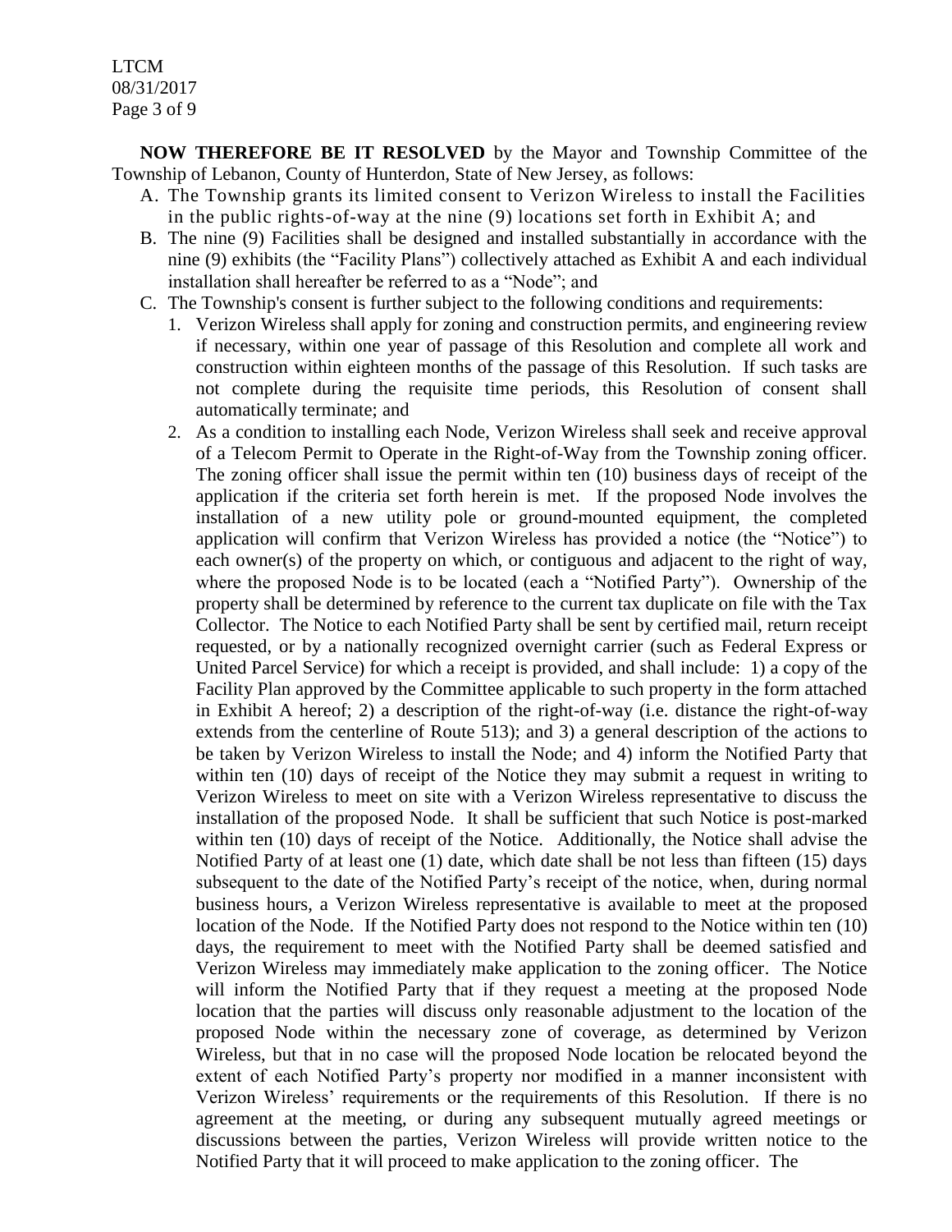**NOW THEREFORE BE IT RESOLVED** by the Mayor and Township Committee of the Township of Lebanon, County of Hunterdon, State of New Jersey, as follows:

A. The Township grants its limited consent to Verizon Wireless to install the Facilities in the public rights-of-way at the nine (9) locations set forth in Exhibit A; and
B. The nine (9) Facilities shall be designed and installed substantially in accordance with the nine (9) exhibits (the "Facility Plans") collectively attached as Exhibit A and each individual installation shall hereafter be referred to as a "Node"; and
C. The Township's consent is further subject to the following conditions and requirements:
   1. Verizon Wireless shall apply for zoning and construction permits, and engineering review if necessary, within one year of passage of this Resolution and complete all work and construction within eighteen months of the passage of this Resolution. If such tasks are not complete during the requisite time periods, this Resolution of consent shall automatically terminate; and
   2. As a condition to installing each Node, Verizon Wireless shall seek and receive approval of a Telecom Permit to Operate in the Right-of-Way from the Township zoning officer. The zoning officer shall issue the permit within ten (10) business days of receipt of the application if the criteria set forth herein is met. If the proposed Node involves the installation of a new utility pole or ground-mounted equipment, the completed application will confirm that Verizon Wireless has provided a notice (the "Notice") to each owner(s) of the property on which, or contiguous and adjacent to the right of way, where the proposed Node is to be located (each a "Notified Party"). Ownership of the property shall be determined by reference to the current tax duplicate on file with the Tax Collector. The Notice to each Notified Party shall be sent by certified mail, return receipt requested, or by a nationally recognized overnight carrier (such as Federal Express or United Parcel Service) for which a receipt is provided, and shall include: 1) a copy of the Facility Plan approved by the Committee applicable to such property in the form attached in Exhibit A hereof; 2) a description of the right-of-way (i.e. distance the right-of-way extends from the centerline of Route 513); and 3) a general description of the actions to be taken by Verizon Wireless to install the Node; and 4) inform the Notified Party that within ten (10) days of receipt of the Notice they may submit a request in writing to Verizon Wireless to meet on site with a Verizon Wireless representative to discuss the installation of the proposed Node. It shall be sufficient that such Notice is post-marked within ten (10) days of receipt of the Notice. Additionally, the Notice shall advise the Notified Party of at least one (1) date, which date shall be not less than fifteen (15) days subsequent to the date of the Notified Party's receipt of the notice, when, during normal business hours, a Verizon Wireless representative is available to meet at the proposed location of the Node. If the Notified Party does not respond to the Notice within ten (10) days, the requirement to meet with the Notified Party shall be deemed satisfied and Verizon Wireless may immediately make application to the zoning officer. The Notice will inform the Notified Party that if they request a meeting at the proposed Node location that the parties will discuss only reasonable adjustment to the location of the proposed Node within the necessary zone of coverage, as determined by Verizon Wireless, but that in no case will the proposed Node location be relocated beyond the extent of each Notified Party's property nor modified in a manner inconsistent with Verizon Wireless' requirements or the requirements of this Resolution. If there is no agreement at the meeting, or during any subsequent mutually agreed meetings or discussions between the parties, Verizon Wireless will provide written notice to the Notified Party that it will proceed to make application to the zoning officer. The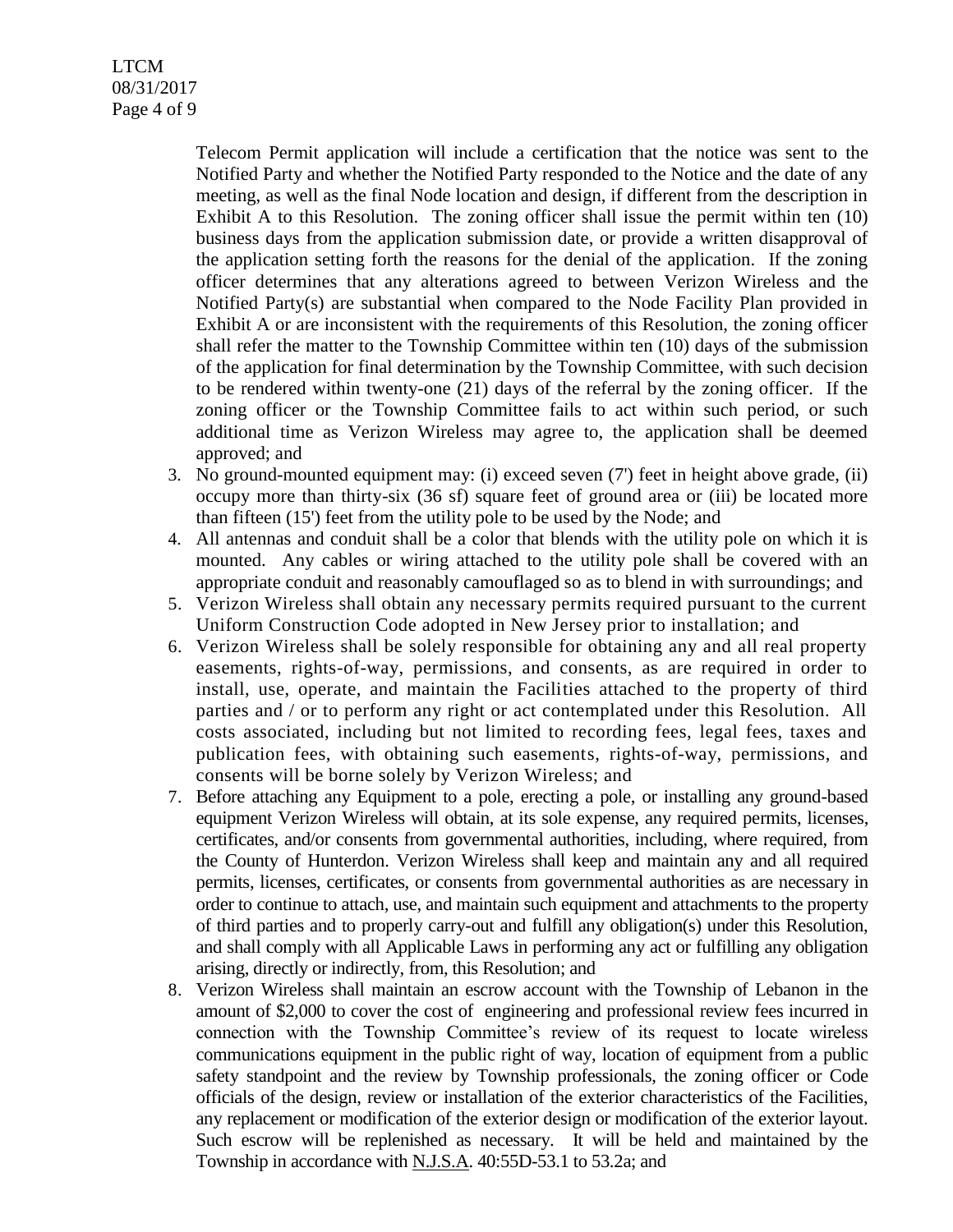Telecom Permit application will include a certification that the notice was sent to the Notified Party and whether the Notified Party responded to the Notice and the date of any meeting, as well as the final Node location and design, if different from the description in Exhibit A to this Resolution. The zoning officer shall issue the permit within ten (10) business days from the application submission date, or provide a written disapproval of the application setting forth the reasons for the denial of the application. If the zoning officer determines that any alterations agreed to between Verizon Wireless and the Notified Party(s) are substantial when compared to the Node Facility Plan provided in Exhibit A or are inconsistent with the requirements of this Resolution, the zoning officer shall refer the matter to the Township Committee within ten (10) days of the submission of the application for final determination by the Township Committee, with such decision to be rendered within twenty-one (21) days of the referral by the zoning officer. If the zoning officer or the Township Committee fails to act within such period, or such additional time as Verizon Wireless may agree to, the application shall be deemed approved; and

3. No ground-mounted equipment may: (i) exceed seven (7') feet in height above grade, (ii) occupy more than thirty-six (36 sf) square feet of ground area or (iii) be located more than fifteen (15') feet from the utility pole to be used by the Node; and
4. All antennas and conduit shall be a color that blends with the utility pole on which it is mounted. Any cables or wiring attached to the utility pole shall be covered with an appropriate conduit and reasonably camouflaged so as to blend in with surroundings; and
5. Verizon Wireless shall obtain any necessary permits required pursuant to the current Uniform Construction Code adopted in New Jersey prior to installation; and
6. Verizon Wireless shall be solely responsible for obtaining any and all real property easements, rights-of-way, permissions, and consents, as are required in order to install, use, operate, and maintain the Facilities attached to the property of third parties and / or to perform any right or act contemplated under this Resolution. All costs associated, including but not limited to recording fees, legal fees, taxes and publication fees, with obtaining such easements, rights-of-way, permissions, and consents will be borne solely by Verizon Wireless; and
7. Before attaching any Equipment to a pole, erecting a pole, or installing any ground-based equipment Verizon Wireless will obtain, at its sole expense, any required permits, licenses, certificates, and/or consents from governmental authorities, including, where required, from the County of Hunterdon. Verizon Wireless shall keep and maintain any and all required permits, licenses, certificates, or consents from governmental authorities as are necessary in order to continue to attach, use, and maintain such equipment and attachments to the property of third parties and to properly carry-out and fulfill any obligation(s) under this Resolution, and shall comply with all Applicable Laws in performing any act or fulfilling any obligation arising, directly or indirectly, from, this Resolution; and
8. Verizon Wireless shall maintain an escrow account with the Township of Lebanon in the amount of $2,000 to cover the cost of engineering and professional review fees incurred in connection with the Township Committee's review of its request to locate wireless communications equipment in the public right of way, location of equipment from a public safety standpoint and the review by Township professionals, the zoning officer or Code officials of the design, review or installation of the exterior characteristics of the Facilities, any replacement or modification of the exterior design or modification of the exterior layout. Such escrow will be replenished as necessary. It will be held and maintained by the Township in accordance with N.J.S.A. 40:55D-53.1 to 53.2a; and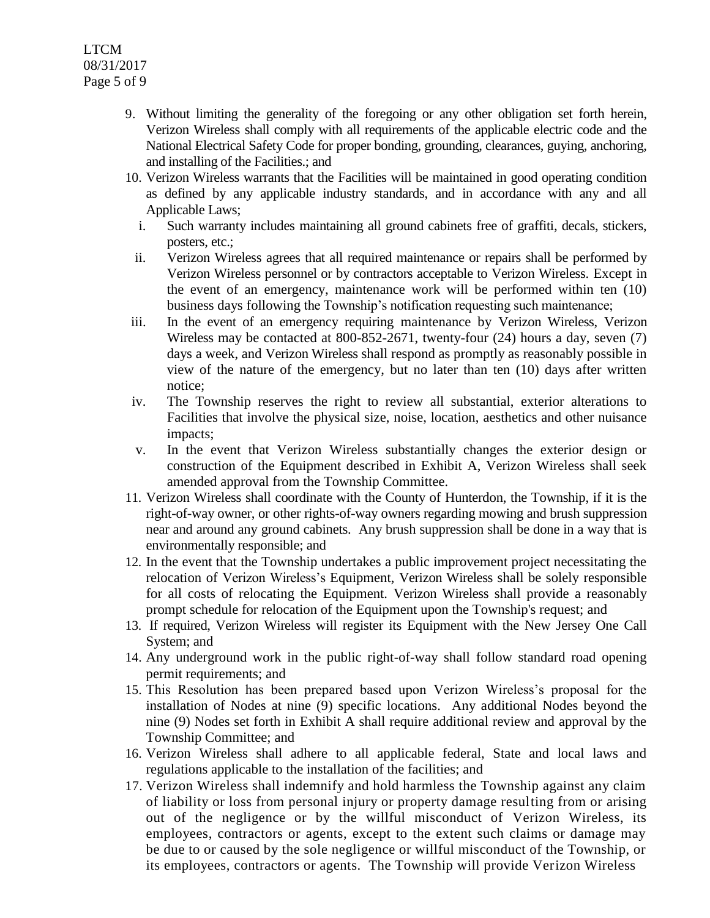9. Without limiting the generality of the foregoing or any other obligation set forth herein, Verizon Wireless shall comply with all requirements of the applicable electric code and the National Electrical Safety Code for proper bonding, grounding, clearances, guying, anchoring, and installing of the Facilities.; and
10. Verizon Wireless warrants that the Facilities will be maintained in good operating condition as defined by any applicable industry standards, and in accordance with any and all Applicable Laws;
    - i. Such warranty includes maintaining all ground cabinets free of graffiti, decals, stickers, posters, etc.;
    - ii. Verizon Wireless agrees that all required maintenance or repairs shall be performed by Verizon Wireless personnel or by contractors acceptable to Verizon Wireless. Except in the event of an emergency, maintenance work will be performed within ten (10) business days following the Township's notification requesting such maintenance;
    - iii. In the event of an emergency requiring maintenance by Verizon Wireless, Verizon Wireless may be contacted at 800-852-2671, twenty-four (24) hours a day, seven (7) days a week, and Verizon Wireless shall respond as promptly as reasonably possible in view of the nature of the emergency, but no later than ten (10) days after written notice;
    - iv. The Township reserves the right to review all substantial, exterior alterations to Facilities that involve the physical size, noise, location, aesthetics and other nuisance impacts;
    - v. In the event that Verizon Wireless substantially changes the exterior design or construction of the Equipment described in Exhibit A, Verizon Wireless shall seek amended approval from the Township Committee.
11. Verizon Wireless shall coordinate with the County of Hunterdon, the Township, if it is the right-of-way owner, or other rights-of-way owners regarding mowing and brush suppression near and around any ground cabinets. Any brush suppression shall be done in a way that is environmentally responsible; and
12. In the event that the Township undertakes a public improvement project necessitating the relocation of Verizon Wireless's Equipment, Verizon Wireless shall be solely responsible for all costs of relocating the Equipment. Verizon Wireless shall provide a reasonably prompt schedule for relocation of the Equipment upon the Township's request; and
13. If required, Verizon Wireless will register its Equipment with the New Jersey One Call System; and
14. Any underground work in the public right-of-way shall follow standard road opening permit requirements; and
15. This Resolution has been prepared based upon Verizon Wireless's proposal for the installation of Nodes at nine (9) specific locations. Any additional Nodes beyond the nine (9) Nodes set forth in Exhibit A shall require additional review and approval by the Township Committee; and
16. Verizon Wireless shall adhere to all applicable federal, State and local laws and regulations applicable to the installation of the facilities; and
17. Verizon Wireless shall indemnify and hold harmless the Township against any claim of liability or loss from personal injury or property damage resulting from or arising out of the negligence or by the willful misconduct of Verizon Wireless, its employees, contractors or agents, except to the extent such claims or damage may be due to or caused by the sole negligence or willful misconduct of the Township, or its employees, contractors or agents. The Township will provide Verizon Wireless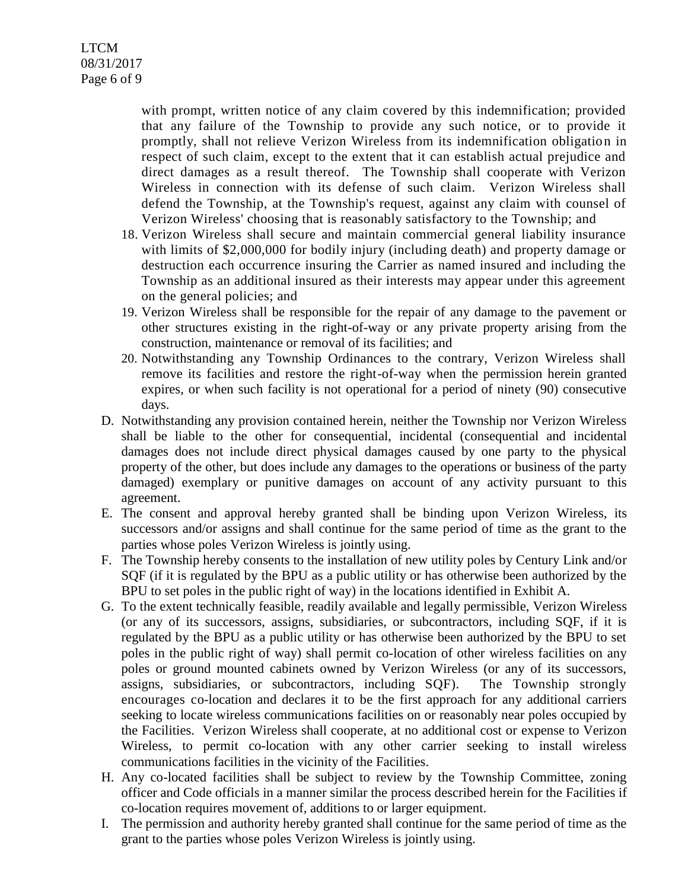with prompt, written notice of any claim covered by this indemnification; provided that any failure of the Township to provide any such notice, or to provide it promptly, shall not relieve Verizon Wireless from its indemnification obligation in respect of such claim, except to the extent that it can establish actual prejudice and direct damages as a result thereof. The Township shall cooperate with Verizon Wireless in connection with its defense of such claim. Verizon Wireless shall defend the Township, at the Township's request, against any claim with counsel of Verizon Wireless' choosing that is reasonably satisfactory to the Township; and

18. Verizon Wireless shall secure and maintain commercial general liability insurance with limits of $2,000,000 for bodily injury (including death) and property damage or destruction each occurrence insuring the Carrier as named insured and including the Township as an additional insured as their interests may appear under this agreement on the general policies; and
19. Verizon Wireless shall be responsible for the repair of any damage to the pavement or other structures existing in the right-of-way or any private property arising from the construction, maintenance or removal of its facilities; and
20. Notwithstanding any Township Ordinances to the contrary, Verizon Wireless shall remove its facilities and restore the right-of-way when the permission herein granted expires, or when such facility is not operational for a period of ninety (90) consecutive days.

D. Notwithstanding any provision contained herein, neither the Township nor Verizon Wireless shall be liable to the other for consequential, incidental (consequential and incidental damages does not include direct physical damages caused by one party to the physical property of the other, but does include any damages to the operations or business of the party damaged) exemplary or punitive damages on account of any activity pursuant to this agreement.

E. The consent and approval hereby granted shall be binding upon Verizon Wireless, its successors and/or assigns and shall continue for the same period of time as the grant to the parties whose poles Verizon Wireless is jointly using.

F. The Township hereby consents to the installation of new utility poles by Century Link and/or SQF (if it is regulated by the BPU as a public utility or has otherwise been authorized by the BPU to set poles in the public right of way) in the locations identified in Exhibit A.

G. To the extent technically feasible, readily available and legally permissible, Verizon Wireless (or any of its successors, assigns, subsidiaries, or subcontractors, including SQF, if it is regulated by the BPU as a public utility or has otherwise been authorized by the BPU to set poles in the public right of way) shall permit co-location of other wireless facilities on any poles or ground mounted cabinets owned by Verizon Wireless (or any of its successors, assigns, subsidiaries, or subcontractors, including SQF). The Township strongly encourages co-location and declares it to be the first approach for any additional carriers seeking to locate wireless communications facilities on or reasonably near poles occupied by the Facilities. Verizon Wireless shall cooperate, at no additional cost or expense to Verizon Wireless, to permit co-location with any other carrier seeking to install wireless communications facilities in the vicinity of the Facilities.

H. Any co-located facilities shall be subject to review by the Township Committee, zoning officer and Code officials in a manner similar the process described herein for the Facilities if co-location requires movement of, additions to or larger equipment.

I. The permission and authority hereby granted shall continue for the same period of time as the grant to the parties whose poles Verizon Wireless is jointly using.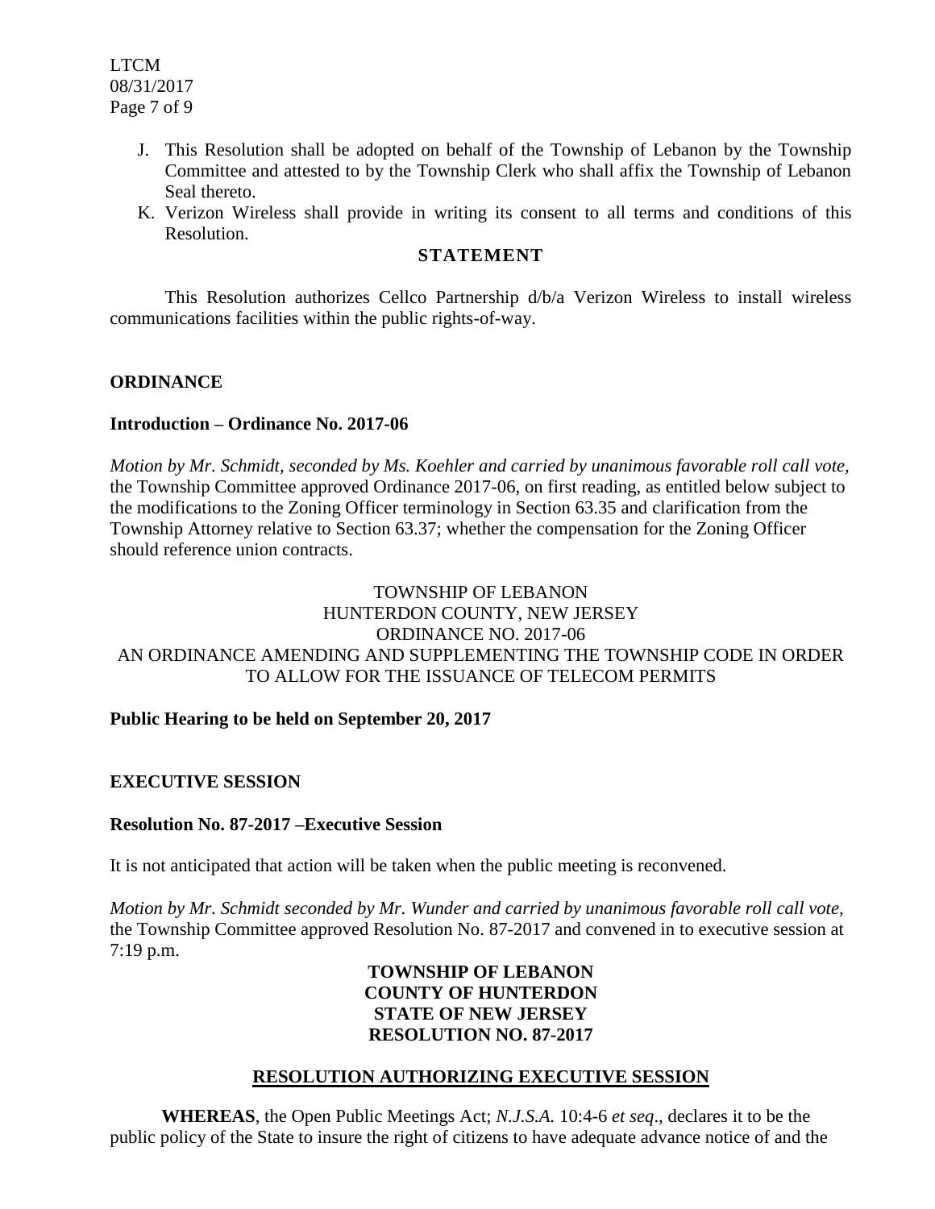J. This Resolution shall be adopted on behalf of the Township of Lebanon by the Township Committee and attested to by the Township Clerk who shall affix the Township of Lebanon Seal thereto.

K. Verizon Wireless shall provide in writing its consent to all terms and conditions of this Resolution.

**STATEMENT**

This Resolution authorizes Cellco Partnership d/b/a Verizon Wireless to install wireless communications facilities within the public rights-of-way.

**ORDINANCE**

**Introduction – Ordinance No. 2017-06**

*Motion by Mr. Schmidt, seconded by Ms. Koehler and carried by unanimous favorable roll call vote,* the Township Committee approved Ordinance 2017-06, on first reading, as entitled below subject to the modifications to the Zoning Officer terminology in Section 63.35 and clarification from the Township Attorney relative to Section 63.37; whether the compensation for the Zoning Officer should reference union contracts.

TOWNSHIP OF LEBANON
HUNTERDON COUNTY, NEW JERSEY
ORDINANCE NO. 2017-06
AN ORDINANCE AMENDING AND SUPPLEMENTING THE TOWNSHIP CODE IN ORDER TO ALLOW FOR THE ISSUANCE OF TELECOM PERMITS

**Public Hearing to be held on September 20, 2017**

**EXECUTIVE SESSION**

**Resolution No. 87-2017 –Executive Session**

It is not anticipated that action will be taken when the public meeting is reconvened.

*Motion by Mr. Schmidt seconded by Mr. Wunder and carried by unanimous favorable roll call vote,* the Township Committee approved Resolution No. 87-2017 and convened in to executive session at 7:19 p.m.

**TOWNSHIP OF LEBANON**
**COUNTY OF HUNTERDON**
**STATE OF NEW JERSEY**
**RESOLUTION NO. 87-2017**

**RESOLUTION AUTHORIZING EXECUTIVE SESSION**

**WHEREAS**, the Open Public Meetings Act; *N.J.S.A.* 10:4-6 *et seq*., declares it to be the public policy of the State to insure the right of citizens to have adequate advance notice of and the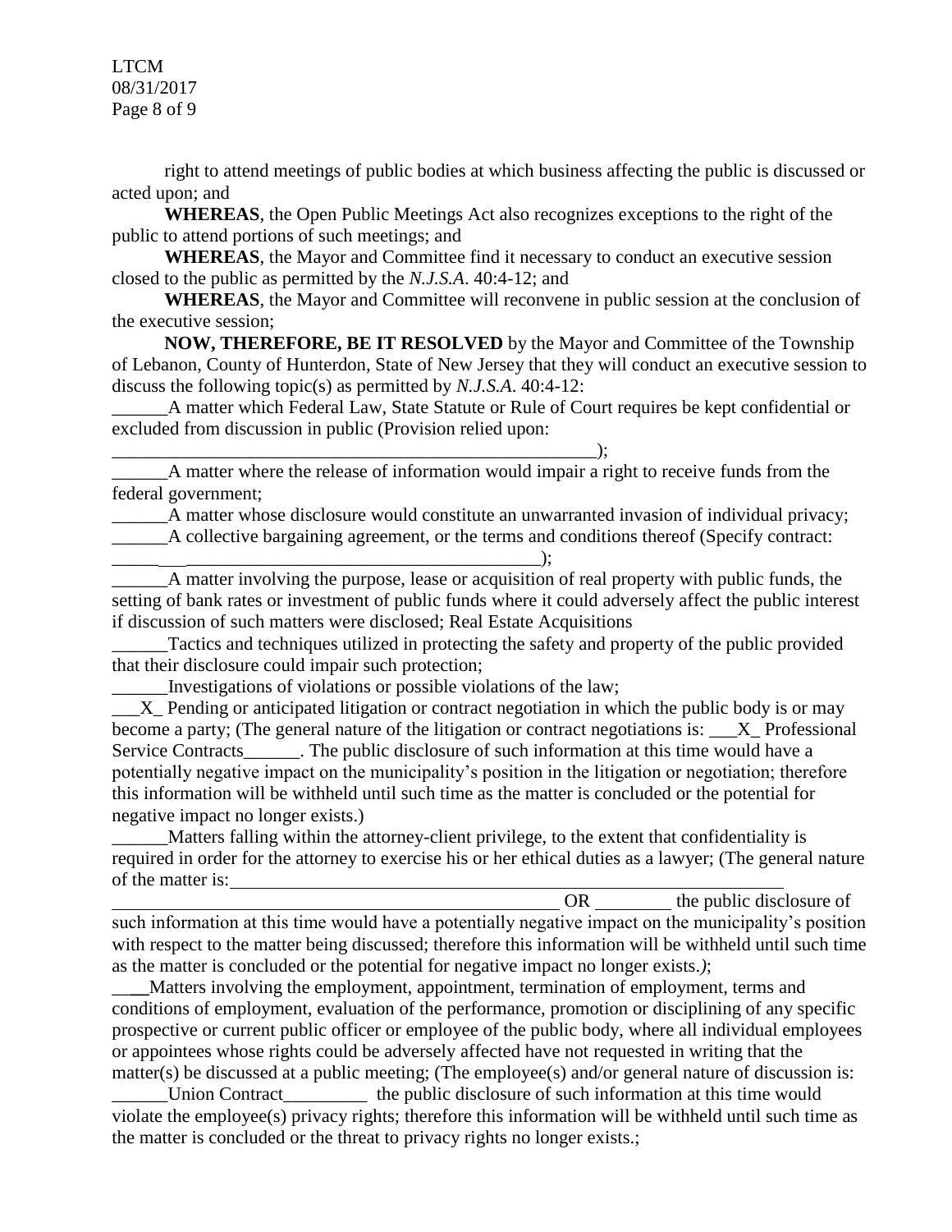right to attend meetings of public bodies at which business affecting the public is discussed or acted upon; and

**WHEREAS**, the Open Public Meetings Act also recognizes exceptions to the right of the public to attend portions of such meetings; and

**WHEREAS**, the Mayor and Committee find it necessary to conduct an executive session closed to the public as permitted by the *N.J.S.A*. 40:4-12; and

**WHEREAS**, the Mayor and Committee will reconvene in public session at the conclusion of the executive session;

**NOW, THEREFORE, BE IT RESOLVED** by the Mayor and Committee of the Township of Lebanon, County of Hunterdon, State of New Jersey that they will conduct an executive session to discuss the following topic(s) as permitted by *N.J.S.A*. 40:4-12:

______A matter which Federal Law, State Statute or Rule of Court requires be kept confidential or excluded from discussion in public (Provision relied upon: ______________________________________________________);

______A matter where the release of information would impair a right to receive funds from the federal government;

______A matter whose disclosure would constitute an unwarranted invasion of individual privacy;

______A collective bargaining agreement, or the terms and conditions thereof (Specify contract: _________________________________________________);

______A matter involving the purpose, lease or acquisition of real property with public funds, the setting of bank rates or investment of public funds where it could adversely affect the public interest if discussion of such matters were disclosed; Real Estate Acquisitions

______Tactics and techniques utilized in protecting the safety and property of the public provided that their disclosure could impair such protection;

______Investigations of violations or possible violations of the law;

___X_ Pending or anticipated litigation or contract negotiation in which the public body is or may become a party; (The general nature of the litigation or contract negotiations is: ___X_ Professional Service Contracts______. The public disclosure of such information at this time would have a potentially negative impact on the municipality's position in the litigation or negotiation; therefore this information will be withheld until such time as the matter is concluded or the potential for negative impact no longer exists.)

______Matters falling within the attorney-client privilege, to the extent that confidentiality is required in order for the attorney to exercise his or her ethical duties as a lawyer; (The general nature of the matter is: __________________________________________________ OR ________ the public disclosure of such information at this time would have a potentially negative impact on the municipality's position with respect to the matter being discussed; therefore this information will be withheld until such time as the matter is concluded or the potential for negative impact no longer exists.*)*;

____Matters involving the employment, appointment, termination of employment, terms and conditions of employment, evaluation of the performance, promotion or disciplining of any specific prospective or current public officer or employee of the public body, where all individual employees or appointees whose rights could be adversely affected have not requested in writing that the matter(s) be discussed at a public meeting; (The employee(s) and/or general nature of discussion is: ______Union Contract_________ the public disclosure of such information at this time would violate the employee(s) privacy rights; therefore this information will be withheld until such time as the matter is concluded or the threat to privacy rights no longer exists.;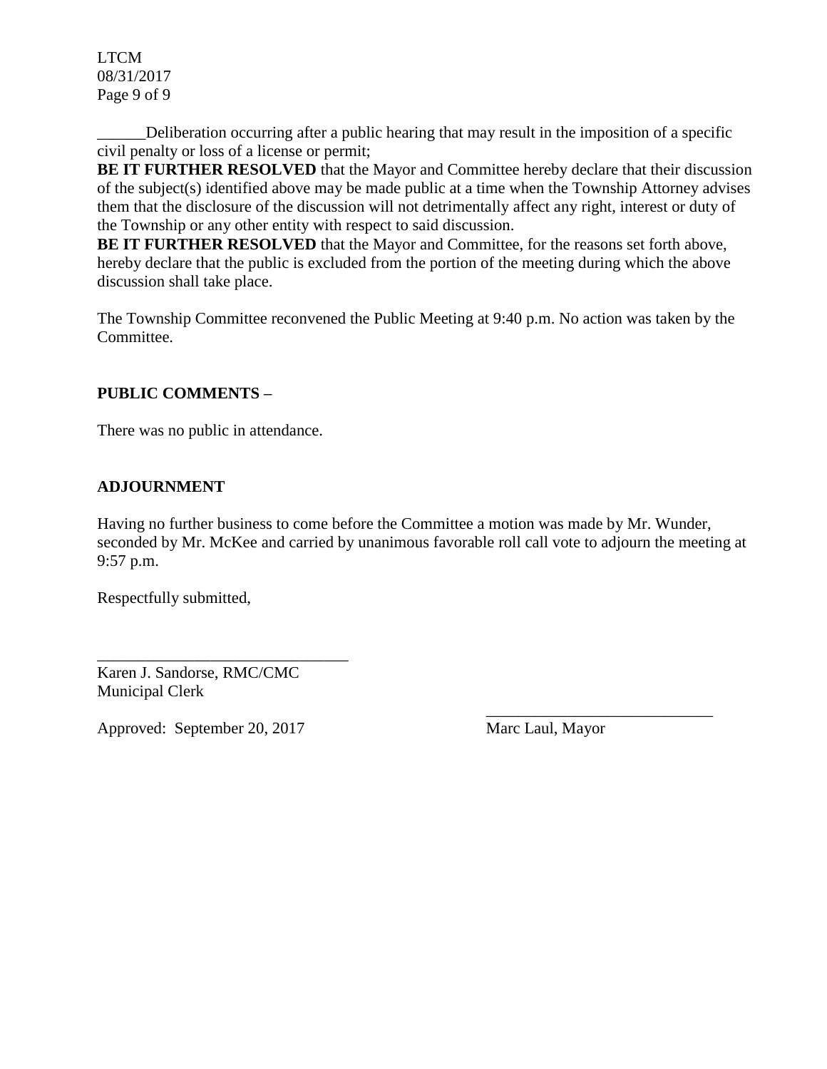______Deliberation occurring after a public hearing that may result in the imposition of a specific civil penalty or loss of a license or permit;

**BE IT FURTHER RESOLVED** that the Mayor and Committee hereby declare that their discussion of the subject(s) identified above may be made public at a time when the Township Attorney advises them that the disclosure of the discussion will not detrimentally affect any right, interest or duty of the Township or any other entity with respect to said discussion.

**BE IT FURTHER RESOLVED** that the Mayor and Committee, for the reasons set forth above, hereby declare that the public is excluded from the portion of the meeting during which the above discussion shall take place.

The Township Committee reconvened the Public Meeting at 9:40 p.m. No action was taken by the Committee.

**PUBLIC COMMENTS –**

There was no public in attendance.

**ADJOURNMENT**

Having no further business to come before the Committee a motion was made by Mr. Wunder, seconded by Mr. McKee and carried by unanimous favorable roll call vote to adjourn the meeting at 9:57 p.m.

Respectfully submitted,

_______________________________
Karen J. Sandorse, RMC/CMC
Municipal Clerk

Approved: September 20, 2017

____________________________
Marc Laul, Mayor